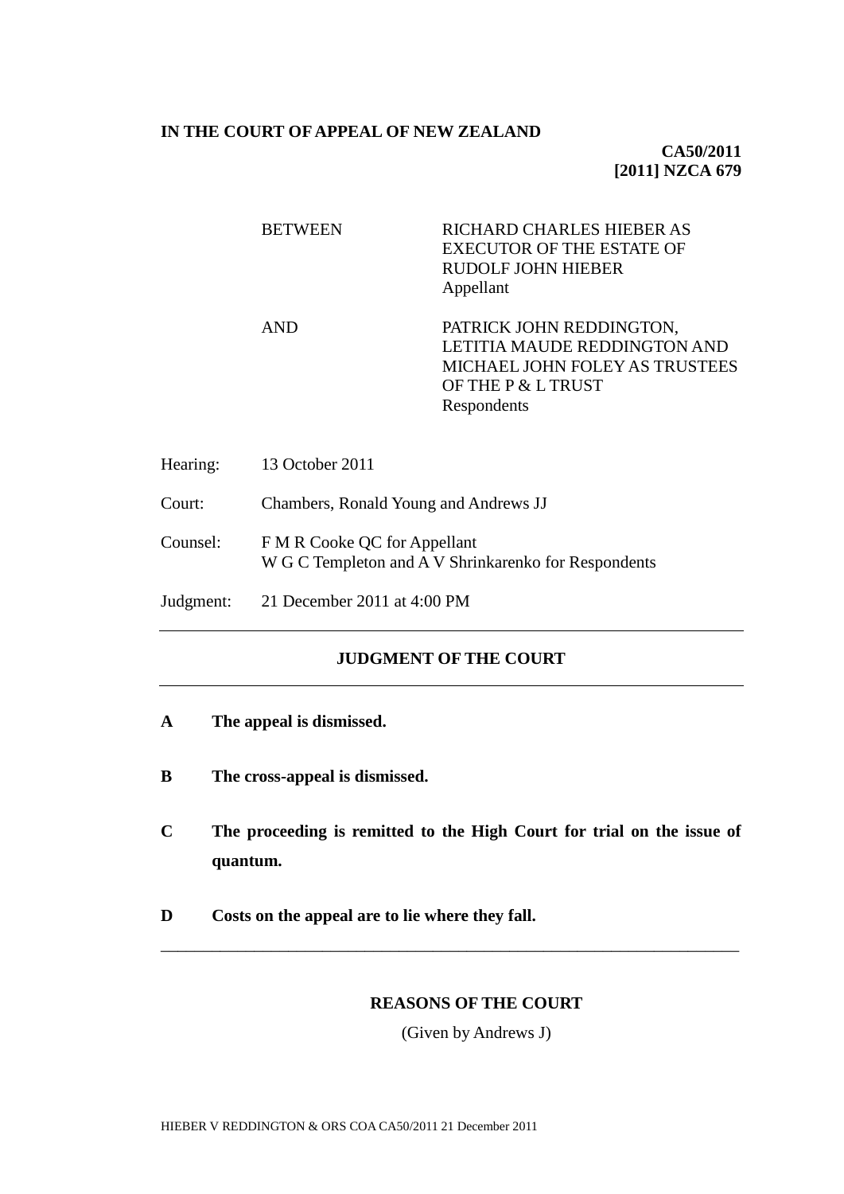**IN THE COURT OF APPEAL OF NEW ZEALAND**

**CA50/2011**
**[2011] NZCA 679**

| | |
|---|---|
| BETWEEN | RICHARD CHARLES HIEBER AS EXECUTOR OF THE ESTATE OF RUDOLF JOHN HIEBER<br>Appellant |
| AND | PATRICK JOHN REDDINGTON, LETITIA MAUDE REDDINGTON AND MICHAEL JOHN FOLEY AS TRUSTEES OF THE P & L TRUST<br>Respondents |

| | |
|---|---|
| Hearing: | 13 October 2011 |
| Court: | Chambers, Ronald Young and Andrews JJ |
| Counsel: | F M R Cooke QC for Appellant<br>W G C Templeton and A V Shrinkarenko for Respondents |
| Judgment: | 21 December 2011 at 4:00 PM |

---

## JUDGMENT OF THE COURT

---

**A The appeal is dismissed.**

**B The cross-appeal is dismissed.**

**C The proceeding is remitted to the High Court for trial on the issue of quantum.**

**D Costs on the appeal are to lie where they fall.**

---

## REASONS OF THE COURT

(Given by Andrews J)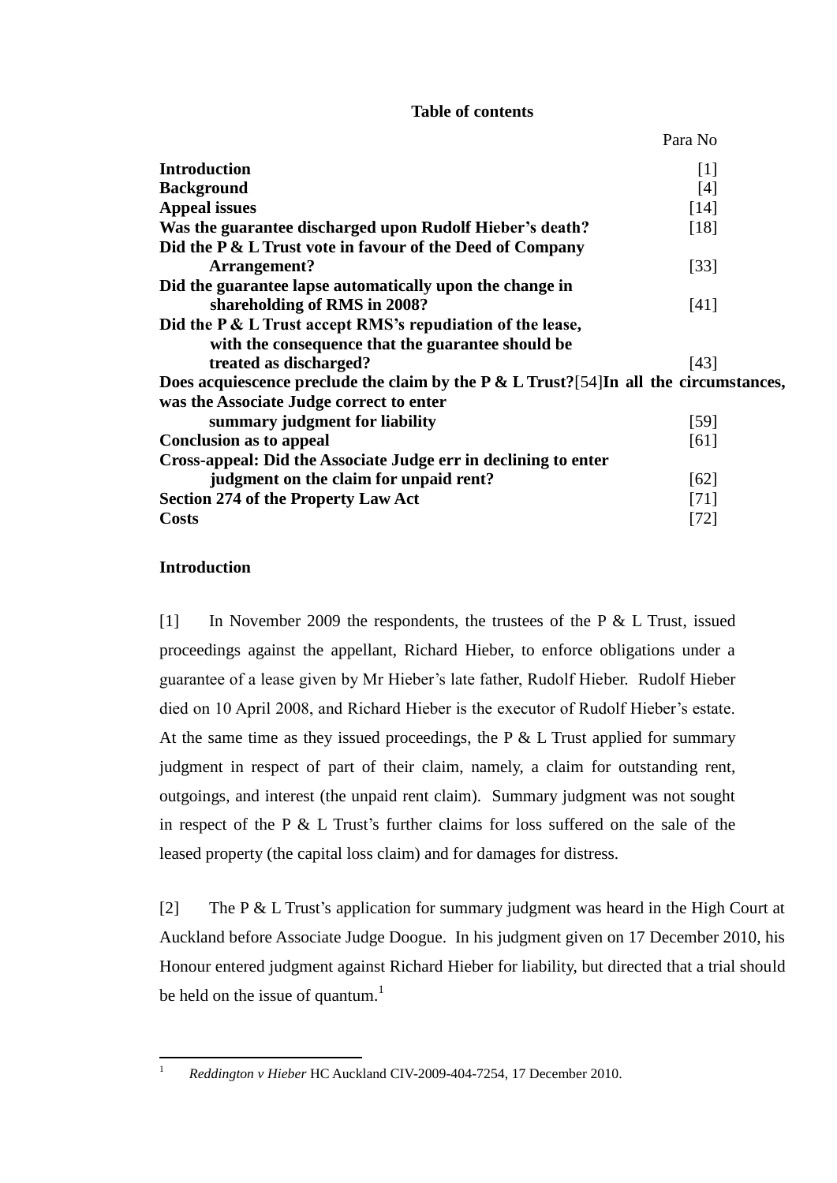**Table of contents**

| | Para No |
|---|---|
| **Introduction** | [1] |
| **Background** | [4] |
| **Appeal issues** | [14] |
| **Was the guarantee discharged upon Rudolf Hieber's death?** | [18] |
| **Did the P & L Trust vote in favour of the Deed of Company Arrangement?** | [33] |
| **Did the guarantee lapse automatically upon the change in shareholding of RMS in 2008?** | [41] |
| **Did the P & L Trust accept RMS's repudiation of the lease, with the consequence that the guarantee should be treated as discharged?** | [43] |
| **Does acquiescence preclude the claim by the P & L Trust?** | [54] |
| **In all the circumstances, was the Associate Judge correct to enter summary judgment for liability** | [59] |
| **Conclusion as to appeal** | [61] |
| **Cross-appeal: Did the Associate Judge err in declining to enter judgment on the claim for unpaid rent?** | [62] |
| **Section 274 of the Property Law Act** | [71] |
| **Costs** | [72] |

## Introduction

[1] In November 2009 the respondents, the trustees of the P & L Trust, issued proceedings against the appellant, Richard Hieber, to enforce obligations under a guarantee of a lease given by Mr Hieber's late father, Rudolf Hieber. Rudolf Hieber died on 10 April 2008, and Richard Hieber is the executor of Rudolf Hieber's estate. At the same time as they issued proceedings, the P & L Trust applied for summary judgment in respect of part of their claim, namely, a claim for outstanding rent, outgoings, and interest (the unpaid rent claim). Summary judgment was not sought in respect of the P & L Trust's further claims for loss suffered on the sale of the leased property (the capital loss claim) and for damages for distress.

[2] The P & L Trust's application for summary judgment was heard in the High Court at Auckland before Associate Judge Doogue. In his judgment given on 17 December 2010, his Honour entered judgment against Richard Hieber for liability, but directed that a trial should be held on the issue of quantum.[1]

[1] *Reddington v Hieber* HC Auckland CIV-2009-404-7254, 17 December 2010.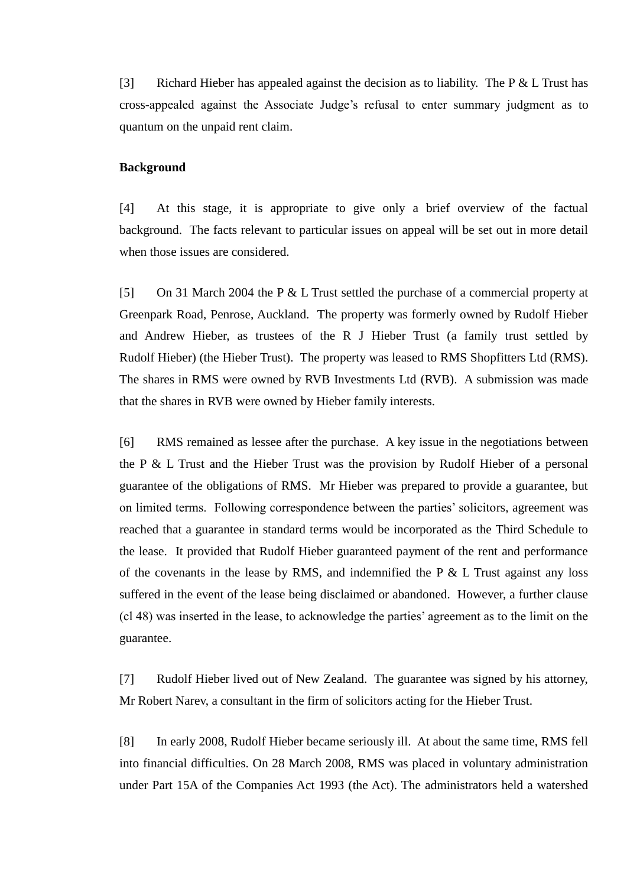[3] Richard Hieber has appealed against the decision as to liability. The P & L Trust has cross-appealed against the Associate Judge's refusal to enter summary judgment as to quantum on the unpaid rent claim.

**Background**

[4] At this stage, it is appropriate to give only a brief overview of the factual background. The facts relevant to particular issues on appeal will be set out in more detail when those issues are considered.

[5] On 31 March 2004 the P & L Trust settled the purchase of a commercial property at Greenpark Road, Penrose, Auckland. The property was formerly owned by Rudolf Hieber and Andrew Hieber, as trustees of the R J Hieber Trust (a family trust settled by Rudolf Hieber) (the Hieber Trust). The property was leased to RMS Shopfitters Ltd (RMS). The shares in RMS were owned by RVB Investments Ltd (RVB). A submission was made that the shares in RVB were owned by Hieber family interests.

[6] RMS remained as lessee after the purchase. A key issue in the negotiations between the P & L Trust and the Hieber Trust was the provision by Rudolf Hieber of a personal guarantee of the obligations of RMS. Mr Hieber was prepared to provide a guarantee, but on limited terms. Following correspondence between the parties' solicitors, agreement was reached that a guarantee in standard terms would be incorporated as the Third Schedule to the lease. It provided that Rudolf Hieber guaranteed payment of the rent and performance of the covenants in the lease by RMS, and indemnified the P & L Trust against any loss suffered in the event of the lease being disclaimed or abandoned. However, a further clause (cl 48) was inserted in the lease, to acknowledge the parties' agreement as to the limit on the guarantee.

[7] Rudolf Hieber lived out of New Zealand. The guarantee was signed by his attorney, Mr Robert Narev, a consultant in the firm of solicitors acting for the Hieber Trust.

[8] In early 2008, Rudolf Hieber became seriously ill. At about the same time, RMS fell into financial difficulties. On 28 March 2008, RMS was placed in voluntary administration under Part 15A of the Companies Act 1993 (the Act). The administrators held a watershed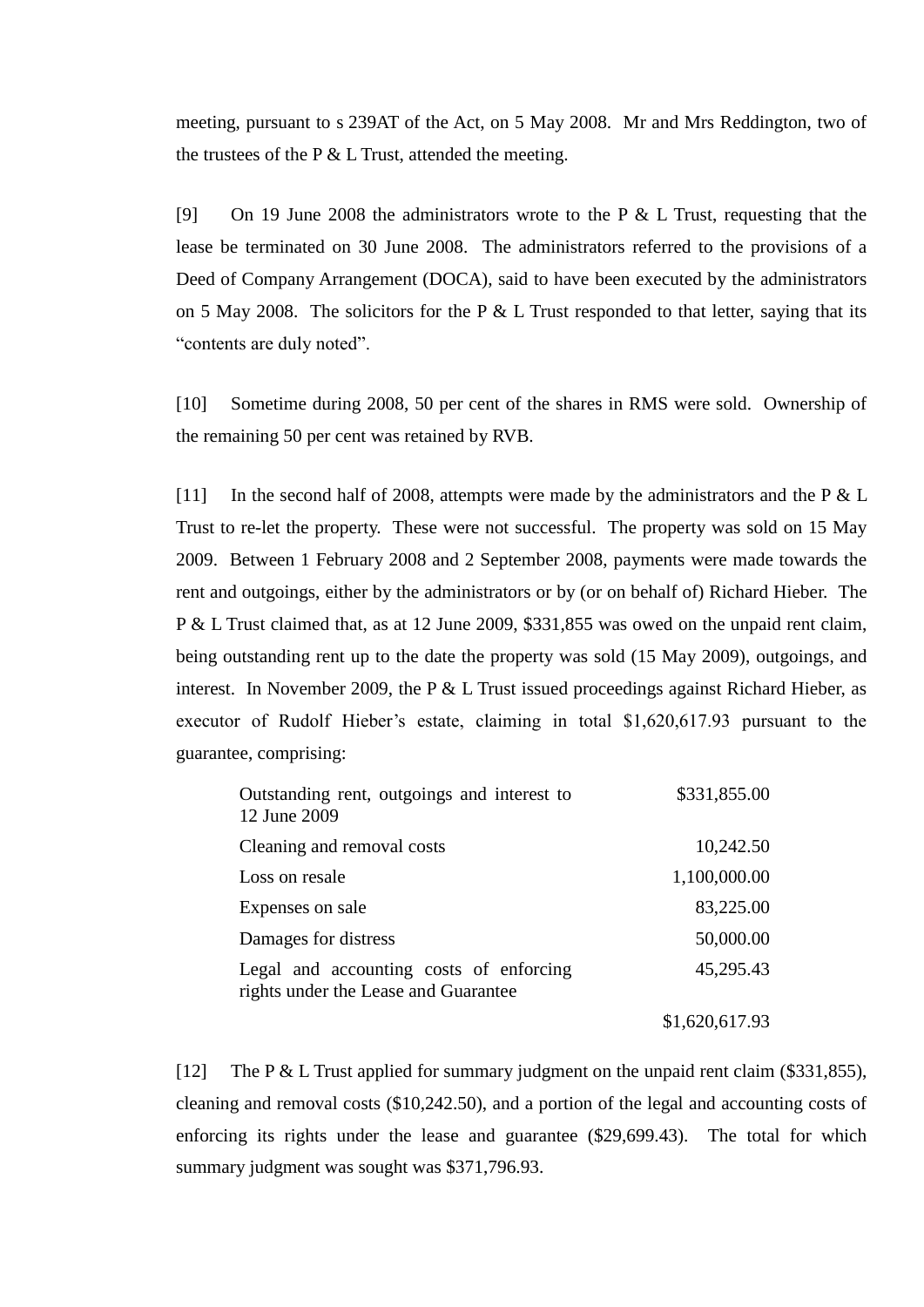meeting, pursuant to s 239AT of the Act, on 5 May 2008. Mr and Mrs Reddington, two of the trustees of the P & L Trust, attended the meeting.

[9] On 19 June 2008 the administrators wrote to the P & L Trust, requesting that the lease be terminated on 30 June 2008. The administrators referred to the provisions of a Deed of Company Arrangement (DOCA), said to have been executed by the administrators on 5 May 2008. The solicitors for the P & L Trust responded to that letter, saying that its "contents are duly noted".

[10] Sometime during 2008, 50 per cent of the shares in RMS were sold. Ownership of the remaining 50 per cent was retained by RVB.

[11] In the second half of 2008, attempts were made by the administrators and the P & L Trust to re-let the property. These were not successful. The property was sold on 15 May 2009. Between 1 February 2008 and 2 September 2008, payments were made towards the rent and outgoings, either by the administrators or by (or on behalf of) Richard Hieber. The P & L Trust claimed that, as at 12 June 2009, $331,855 was owed on the unpaid rent claim, being outstanding rent up to the date the property was sold (15 May 2009), outgoings, and interest. In November 2009, the P & L Trust issued proceedings against Richard Hieber, as executor of Rudolf Hieber's estate, claiming in total $1,620,617.93 pursuant to the guarantee, comprising:

| | |
|---|---:|
| Outstanding rent, outgoings and interest to 12 June 2009 | $331,855.00 |
| Cleaning and removal costs | 10,242.50 |
| Loss on resale | 1,100,000.00 |
| Expenses on sale | 83,225.00 |
| Damages for distress | 50,000.00 |
| Legal and accounting costs of enforcing rights under the Lease and Guarantee | 45,295.43 |
| | $1,620,617.93 |

[12] The P & L Trust applied for summary judgment on the unpaid rent claim ($331,855), cleaning and removal costs ($10,242.50), and a portion of the legal and accounting costs of enforcing its rights under the lease and guarantee ($29,699.43). The total for which summary judgment was sought was $371,796.93.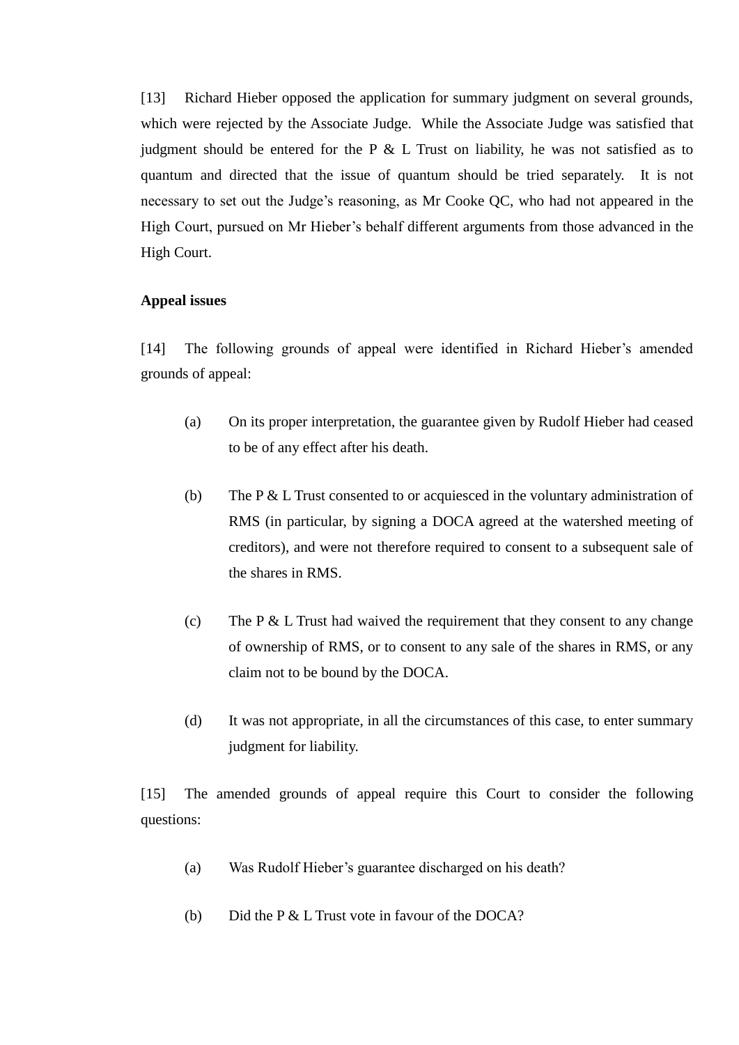[13] Richard Hieber opposed the application for summary judgment on several grounds, which were rejected by the Associate Judge. While the Associate Judge was satisfied that judgment should be entered for the P & L Trust on liability, he was not satisfied as to quantum and directed that the issue of quantum should be tried separately. It is not necessary to set out the Judge's reasoning, as Mr Cooke QC, who had not appeared in the High Court, pursued on Mr Hieber's behalf different arguments from those advanced in the High Court.

**Appeal issues**

[14] The following grounds of appeal were identified in Richard Hieber's amended grounds of appeal:

(a) On its proper interpretation, the guarantee given by Rudolf Hieber had ceased to be of any effect after his death.

(b) The P & L Trust consented to or acquiesced in the voluntary administration of RMS (in particular, by signing a DOCA agreed at the watershed meeting of creditors), and were not therefore required to consent to a subsequent sale of the shares in RMS.

(c) The P & L Trust had waived the requirement that they consent to any change of ownership of RMS, or to consent to any sale of the shares in RMS, or any claim not to be bound by the DOCA.

(d) It was not appropriate, in all the circumstances of this case, to enter summary judgment for liability.

[15] The amended grounds of appeal require this Court to consider the following questions:

(a) Was Rudolf Hieber's guarantee discharged on his death?

(b) Did the P & L Trust vote in favour of the DOCA?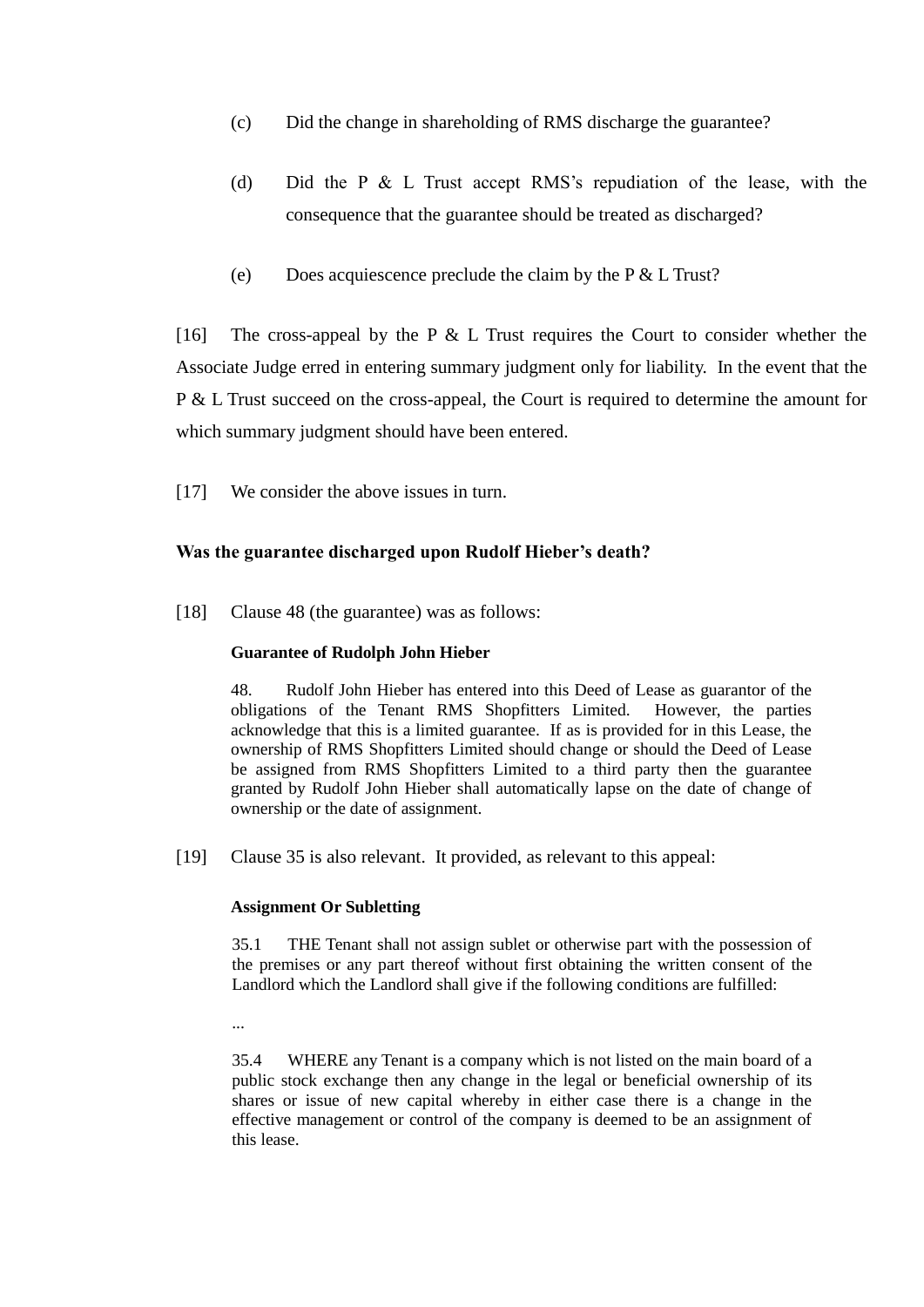(c) Did the change in shareholding of RMS discharge the guarantee?

(d) Did the P & L Trust accept RMS's repudiation of the lease, with the consequence that the guarantee should be treated as discharged?

(e) Does acquiescence preclude the claim by the P & L Trust?

[16] The cross-appeal by the P & L Trust requires the Court to consider whether the Associate Judge erred in entering summary judgment only for liability. In the event that the P & L Trust succeed on the cross-appeal, the Court is required to determine the amount for which summary judgment should have been entered.

[17] We consider the above issues in turn.

### Was the guarantee discharged upon Rudolf Hieber's death?

[18] Clause 48 (the guarantee) was as follows:

> **Guarantee of Rudolph John Hieber**
>
> 48. Rudolf John Hieber has entered into this Deed of Lease as guarantor of the obligations of the Tenant RMS Shopfitters Limited. However, the parties acknowledge that this is a limited guarantee. If as is provided for in this Lease, the ownership of RMS Shopfitters Limited should change or should the Deed of Lease be assigned from RMS Shopfitters Limited to a third party then the guarantee granted by Rudolf John Hieber shall automatically lapse on the date of change of ownership or the date of assignment.

[19] Clause 35 is also relevant. It provided, as relevant to this appeal:

> **Assignment Or Subletting**
>
> 35.1 THE Tenant shall not assign sublet or otherwise part with the possession of the premises or any part thereof without first obtaining the written consent of the Landlord which the Landlord shall give if the following conditions are fulfilled:
>
> ...
>
> 35.4 WHERE any Tenant is a company which is not listed on the main board of a public stock exchange then any change in the legal or beneficial ownership of its shares or issue of new capital whereby in either case there is a change in the effective management or control of the company is deemed to be an assignment of this lease.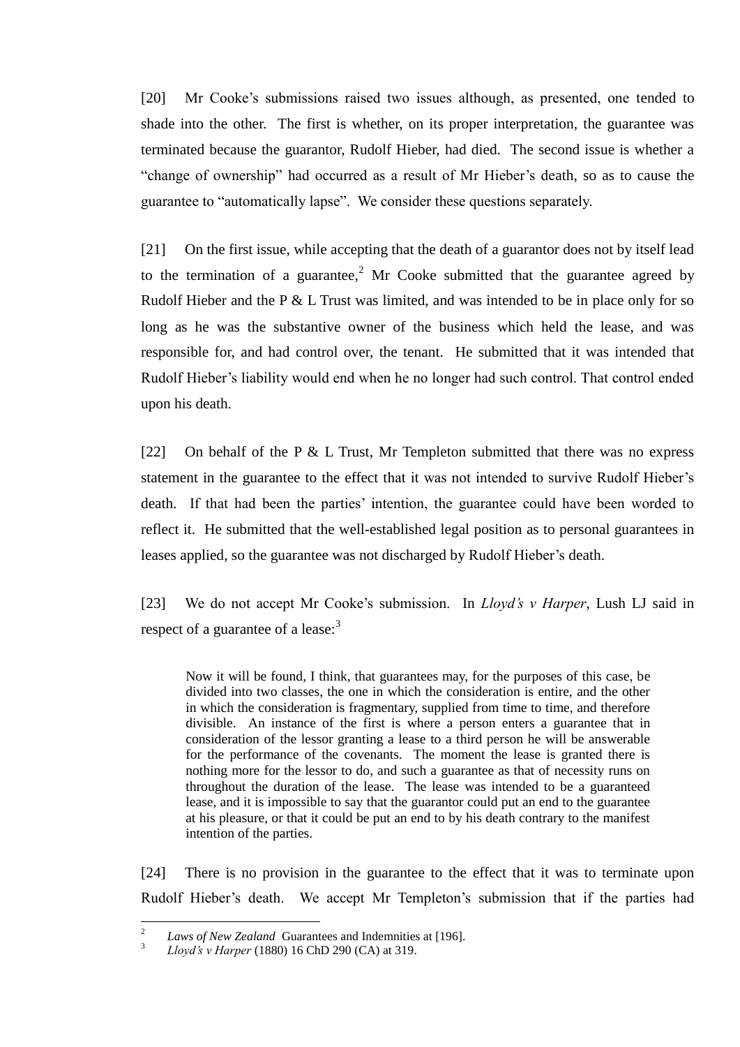[20] Mr Cooke's submissions raised two issues although, as presented, one tended to shade into the other. The first is whether, on its proper interpretation, the guarantee was terminated because the guarantor, Rudolf Hieber, had died. The second issue is whether a "change of ownership" had occurred as a result of Mr Hieber's death, so as to cause the guarantee to "automatically lapse". We consider these questions separately.

[21] On the first issue, while accepting that the death of a guarantor does not by itself lead to the termination of a guarantee,[2] Mr Cooke submitted that the guarantee agreed by Rudolf Hieber and the P & L Trust was limited, and was intended to be in place only for so long as he was the substantive owner of the business which held the lease, and was responsible for, and had control over, the tenant. He submitted that it was intended that Rudolf Hieber's liability would end when he no longer had such control. That control ended upon his death.

[22] On behalf of the P & L Trust, Mr Templeton submitted that there was no express statement in the guarantee to the effect that it was not intended to survive Rudolf Hieber's death. If that had been the parties' intention, the guarantee could have been worded to reflect it. He submitted that the well-established legal position as to personal guarantees in leases applied, so the guarantee was not discharged by Rudolf Hieber's death.

[23] We do not accept Mr Cooke's submission. In *Lloyd's v Harper*, Lush LJ said in respect of a guarantee of a lease:[3]

> Now it will be found, I think, that guarantees may, for the purposes of this case, be divided into two classes, the one in which the consideration is entire, and the other in which the consideration is fragmentary, supplied from time to time, and therefore divisible. An instance of the first is where a person enters a guarantee that in consideration of the lessor granting a lease to a third person he will be answerable for the performance of the covenants. The moment the lease is granted there is nothing more for the lessor to do, and such a guarantee as that of necessity runs on throughout the duration of the lease. The lease was intended to be a guaranteed lease, and it is impossible to say that the guarantor could put an end to the guarantee at his pleasure, or that it could be put an end to by his death contrary to the manifest intention of the parties.

[24] There is no provision in the guarantee to the effect that it was to terminate upon Rudolf Hieber's death. We accept Mr Templeton's submission that if the parties had

---

[2] *Laws of New Zealand* Guarantees and Indemnities at [196].

[3] *Lloyd's v Harper* (1880) 16 ChD 290 (CA) at 319.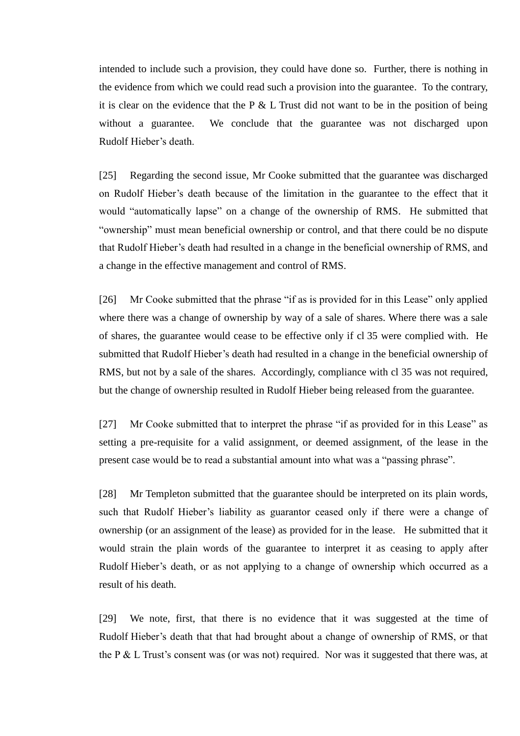intended to include such a provision, they could have done so. Further, there is nothing in the evidence from which we could read such a provision into the guarantee. To the contrary, it is clear on the evidence that the P & L Trust did not want to be in the position of being without a guarantee. We conclude that the guarantee was not discharged upon Rudolf Hieber's death.

[25] Regarding the second issue, Mr Cooke submitted that the guarantee was discharged on Rudolf Hieber's death because of the limitation in the guarantee to the effect that it would "automatically lapse" on a change of the ownership of RMS. He submitted that "ownership" must mean beneficial ownership or control, and that there could be no dispute that Rudolf Hieber's death had resulted in a change in the beneficial ownership of RMS, and a change in the effective management and control of RMS.

[26] Mr Cooke submitted that the phrase "if as is provided for in this Lease" only applied where there was a change of ownership by way of a sale of shares. Where there was a sale of shares, the guarantee would cease to be effective only if cl 35 were complied with. He submitted that Rudolf Hieber's death had resulted in a change in the beneficial ownership of RMS, but not by a sale of the shares. Accordingly, compliance with cl 35 was not required, but the change of ownership resulted in Rudolf Hieber being released from the guarantee.

[27] Mr Cooke submitted that to interpret the phrase "if as provided for in this Lease" as setting a pre-requisite for a valid assignment, or deemed assignment, of the lease in the present case would be to read a substantial amount into what was a "passing phrase".

[28] Mr Templeton submitted that the guarantee should be interpreted on its plain words, such that Rudolf Hieber's liability as guarantor ceased only if there were a change of ownership (or an assignment of the lease) as provided for in the lease. He submitted that it would strain the plain words of the guarantee to interpret it as ceasing to apply after Rudolf Hieber's death, or as not applying to a change of ownership which occurred as a result of his death.

[29] We note, first, that there is no evidence that it was suggested at the time of Rudolf Hieber's death that that had brought about a change of ownership of RMS, or that the P & L Trust's consent was (or was not) required. Nor was it suggested that there was, at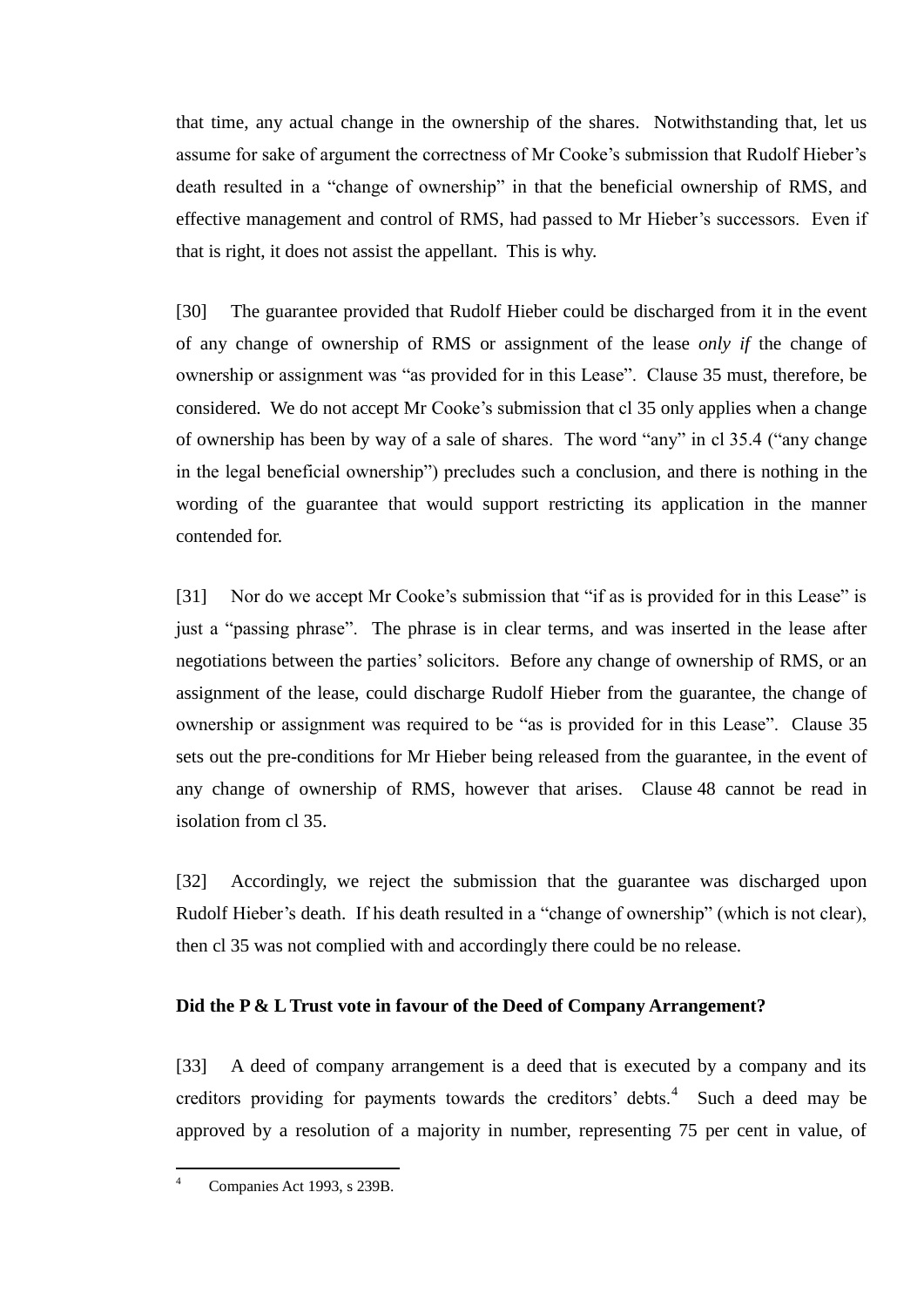that time, any actual change in the ownership of the shares. Notwithstanding that, let us assume for sake of argument the correctness of Mr Cooke's submission that Rudolf Hieber's death resulted in a "change of ownership" in that the beneficial ownership of RMS, and effective management and control of RMS, had passed to Mr Hieber's successors. Even if that is right, it does not assist the appellant. This is why.

[30] The guarantee provided that Rudolf Hieber could be discharged from it in the event of any change of ownership of RMS or assignment of the lease *only if* the change of ownership or assignment was "as provided for in this Lease". Clause 35 must, therefore, be considered. We do not accept Mr Cooke's submission that cl 35 only applies when a change of ownership has been by way of a sale of shares. The word "any" in cl 35.4 ("any change in the legal beneficial ownership") precludes such a conclusion, and there is nothing in the wording of the guarantee that would support restricting its application in the manner contended for.

[31] Nor do we accept Mr Cooke's submission that "if as is provided for in this Lease" is just a "passing phrase". The phrase is in clear terms, and was inserted in the lease after negotiations between the parties' solicitors. Before any change of ownership of RMS, or an assignment of the lease, could discharge Rudolf Hieber from the guarantee, the change of ownership or assignment was required to be "as is provided for in this Lease". Clause 35 sets out the pre-conditions for Mr Hieber being released from the guarantee, in the event of any change of ownership of RMS, however that arises. Clause 48 cannot be read in isolation from cl 35.

[32] Accordingly, we reject the submission that the guarantee was discharged upon Rudolf Hieber's death. If his death resulted in a "change of ownership" (which is not clear), then cl 35 was not complied with and accordingly there could be no release.

**Did the P & L Trust vote in favour of the Deed of Company Arrangement?**

[33] A deed of company arrangement is a deed that is executed by a company and its creditors providing for payments towards the creditors' debts.[4] Such a deed may be approved by a resolution of a majority in number, representing 75 per cent in value, of

[4] Companies Act 1993, s 239B.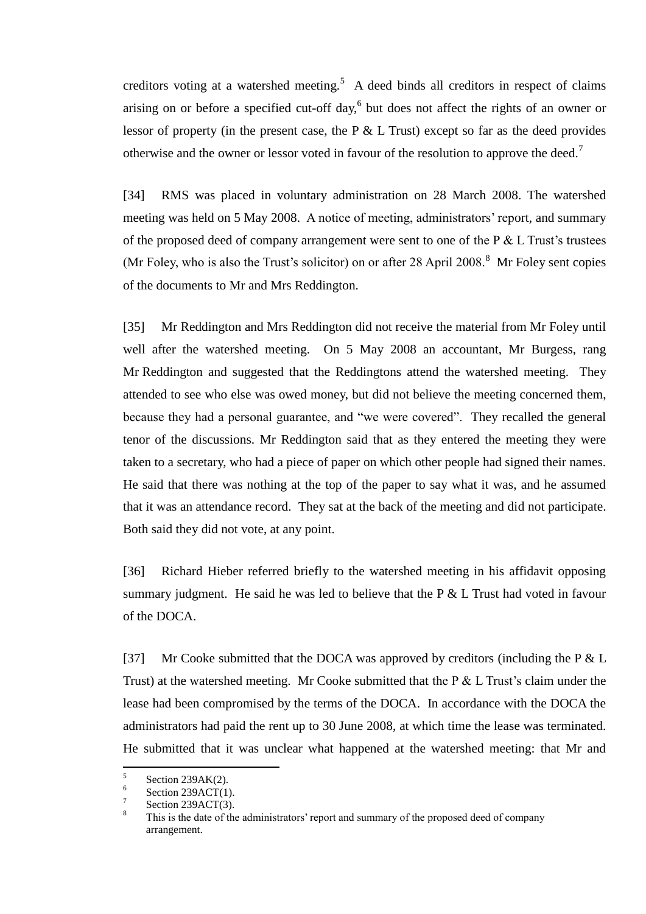creditors voting at a watershed meeting.[5] A deed binds all creditors in respect of claims arising on or before a specified cut-off day,[6] but does not affect the rights of an owner or lessor of property (in the present case, the P & L Trust) except so far as the deed provides otherwise and the owner or lessor voted in favour of the resolution to approve the deed.[7]

[34] RMS was placed in voluntary administration on 28 March 2008. The watershed meeting was held on 5 May 2008. A notice of meeting, administrators' report, and summary of the proposed deed of company arrangement were sent to one of the P & L Trust's trustees (Mr Foley, who is also the Trust's solicitor) on or after 28 April 2008.[8] Mr Foley sent copies of the documents to Mr and Mrs Reddington.

[35] Mr Reddington and Mrs Reddington did not receive the material from Mr Foley until well after the watershed meeting. On 5 May 2008 an accountant, Mr Burgess, rang Mr Reddington and suggested that the Reddingtons attend the watershed meeting. They attended to see who else was owed money, but did not believe the meeting concerned them, because they had a personal guarantee, and "we were covered". They recalled the general tenor of the discussions. Mr Reddington said that as they entered the meeting they were taken to a secretary, who had a piece of paper on which other people had signed their names. He said that there was nothing at the top of the paper to say what it was, and he assumed that it was an attendance record. They sat at the back of the meeting and did not participate. Both said they did not vote, at any point.

[36] Richard Hieber referred briefly to the watershed meeting in his affidavit opposing summary judgment. He said he was led to believe that the P & L Trust had voted in favour of the DOCA.

[37] Mr Cooke submitted that the DOCA was approved by creditors (including the P & L Trust) at the watershed meeting. Mr Cooke submitted that the P & L Trust's claim under the lease had been compromised by the terms of the DOCA. In accordance with the DOCA the administrators had paid the rent up to 30 June 2008, at which time the lease was terminated. He submitted that it was unclear what happened at the watershed meeting: that Mr and

---

[5] Section 239AK(2).

[6] Section 239ACT(1).

[7] Section 239ACT(3).

[8] This is the date of the administrators' report and summary of the proposed deed of company arrangement.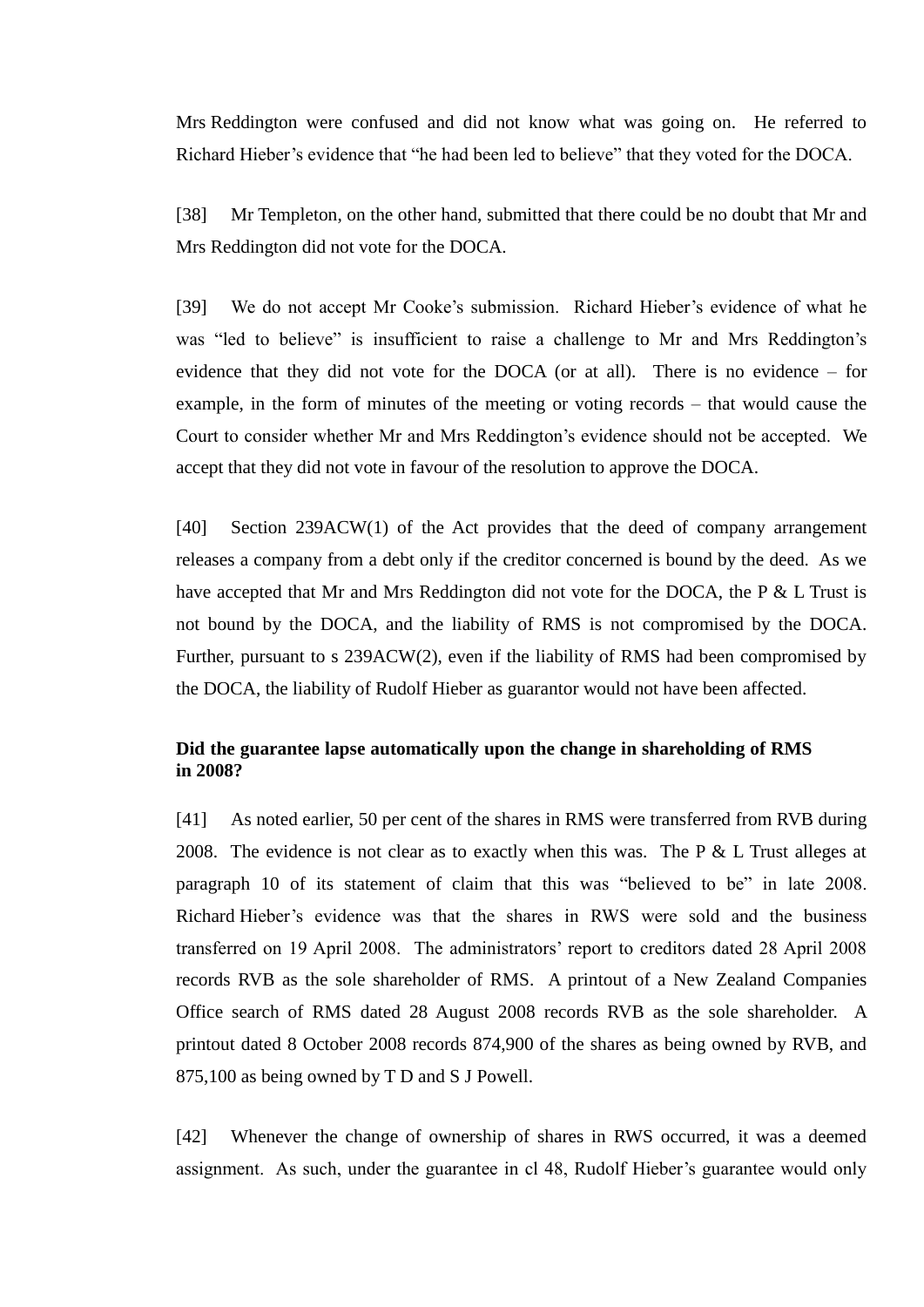Mrs Reddington were confused and did not know what was going on. He referred to Richard Hieber's evidence that "he had been led to believe" that they voted for the DOCA.

[38] Mr Templeton, on the other hand, submitted that there could be no doubt that Mr and Mrs Reddington did not vote for the DOCA.

[39] We do not accept Mr Cooke's submission. Richard Hieber's evidence of what he was "led to believe" is insufficient to raise a challenge to Mr and Mrs Reddington's evidence that they did not vote for the DOCA (or at all). There is no evidence – for example, in the form of minutes of the meeting or voting records – that would cause the Court to consider whether Mr and Mrs Reddington's evidence should not be accepted. We accept that they did not vote in favour of the resolution to approve the DOCA.

[40] Section 239ACW(1) of the Act provides that the deed of company arrangement releases a company from a debt only if the creditor concerned is bound by the deed. As we have accepted that Mr and Mrs Reddington did not vote for the DOCA, the P & L Trust is not bound by the DOCA, and the liability of RMS is not compromised by the DOCA. Further, pursuant to s 239ACW(2), even if the liability of RMS had been compromised by the DOCA, the liability of Rudolf Hieber as guarantor would not have been affected.

**Did the guarantee lapse automatically upon the change in shareholding of RMS in 2008?**

[41] As noted earlier, 50 per cent of the shares in RMS were transferred from RVB during 2008. The evidence is not clear as to exactly when this was. The P & L Trust alleges at paragraph 10 of its statement of claim that this was "believed to be" in late 2008. Richard Hieber's evidence was that the shares in RWS were sold and the business transferred on 19 April 2008. The administrators' report to creditors dated 28 April 2008 records RVB as the sole shareholder of RMS. A printout of a New Zealand Companies Office search of RMS dated 28 August 2008 records RVB as the sole shareholder. A printout dated 8 October 2008 records 874,900 of the shares as being owned by RVB, and 875,100 as being owned by T D and S J Powell.

[42] Whenever the change of ownership of shares in RWS occurred, it was a deemed assignment. As such, under the guarantee in cl 48, Rudolf Hieber's guarantee would only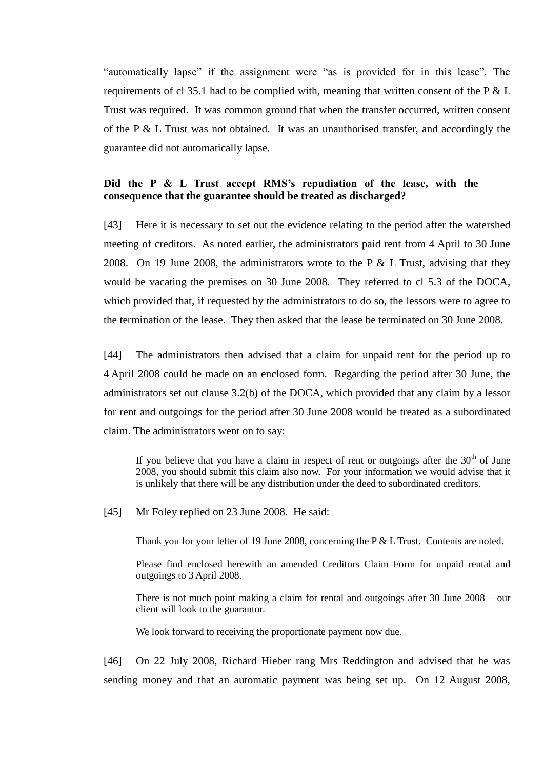"automatically lapse" if the assignment were "as is provided for in this lease". The requirements of cl 35.1 had to be complied with, meaning that written consent of the P & L Trust was required. It was common ground that when the transfer occurred, written consent of the P & L Trust was not obtained. It was an unauthorised transfer, and accordingly the guarantee did not automatically lapse.

**Did the P & L Trust accept RMS's repudiation of the lease, with the consequence that the guarantee should be treated as discharged?**

[43] Here it is necessary to set out the evidence relating to the period after the watershed meeting of creditors. As noted earlier, the administrators paid rent from 4 April to 30 June 2008. On 19 June 2008, the administrators wrote to the P & L Trust, advising that they would be vacating the premises on 30 June 2008. They referred to cl 5.3 of the DOCA, which provided that, if requested by the administrators to do so, the lessors were to agree to the termination of the lease. They then asked that the lease be terminated on 30 June 2008.

[44] The administrators then advised that a claim for unpaid rent for the period up to 4 April 2008 could be made on an enclosed form. Regarding the period after 30 June, the administrators set out clause 3.2(b) of the DOCA, which provided that any claim by a lessor for rent and outgoings for the period after 30 June 2008 would be treated as a subordinated claim. The administrators went on to say:

> If you believe that you have a claim in respect of rent or outgoings after the 30th of June 2008, you should submit this claim also now. For your information we would advise that it is unlikely that there will be any distribution under the deed to subordinated creditors.

[45] Mr Foley replied on 23 June 2008. He said:

> Thank you for your letter of 19 June 2008, concerning the P & L Trust. Contents are noted.
>
> Please find enclosed herewith an amended Creditors Claim Form for unpaid rental and outgoings to 3 April 2008.
>
> There is not much point making a claim for rental and outgoings after 30 June 2008 – our client will look to the guarantor.
>
> We look forward to receiving the proportionate payment now due.

[46] On 22 July 2008, Richard Hieber rang Mrs Reddington and advised that he was sending money and that an automatic payment was being set up. On 12 August 2008,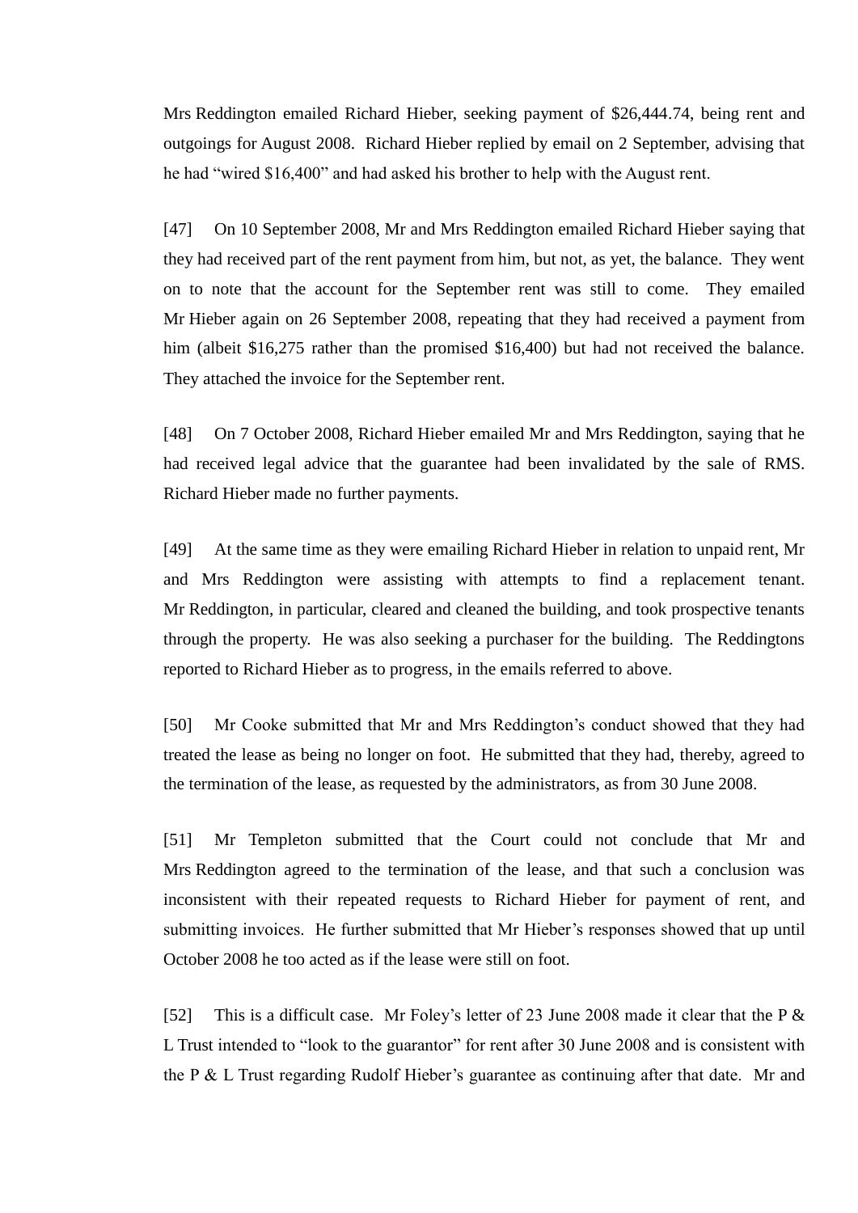Mrs Reddington emailed Richard Hieber, seeking payment of $26,444.74, being rent and outgoings for August 2008. Richard Hieber replied by email on 2 September, advising that he had "wired $16,400" and had asked his brother to help with the August rent.

[47] On 10 September 2008, Mr and Mrs Reddington emailed Richard Hieber saying that they had received part of the rent payment from him, but not, as yet, the balance. They went on to note that the account for the September rent was still to come. They emailed Mr Hieber again on 26 September 2008, repeating that they had received a payment from him (albeit $16,275 rather than the promised $16,400) but had not received the balance. They attached the invoice for the September rent.

[48] On 7 October 2008, Richard Hieber emailed Mr and Mrs Reddington, saying that he had received legal advice that the guarantee had been invalidated by the sale of RMS. Richard Hieber made no further payments.

[49] At the same time as they were emailing Richard Hieber in relation to unpaid rent, Mr and Mrs Reddington were assisting with attempts to find a replacement tenant. Mr Reddington, in particular, cleared and cleaned the building, and took prospective tenants through the property. He was also seeking a purchaser for the building. The Reddingtons reported to Richard Hieber as to progress, in the emails referred to above.

[50] Mr Cooke submitted that Mr and Mrs Reddington's conduct showed that they had treated the lease as being no longer on foot. He submitted that they had, thereby, agreed to the termination of the lease, as requested by the administrators, as from 30 June 2008.

[51] Mr Templeton submitted that the Court could not conclude that Mr and Mrs Reddington agreed to the termination of the lease, and that such a conclusion was inconsistent with their repeated requests to Richard Hieber for payment of rent, and submitting invoices. He further submitted that Mr Hieber's responses showed that up until October 2008 he too acted as if the lease were still on foot.

[52] This is a difficult case. Mr Foley's letter of 23 June 2008 made it clear that the P & L Trust intended to "look to the guarantor" for rent after 30 June 2008 and is consistent with the P & L Trust regarding Rudolf Hieber's guarantee as continuing after that date. Mr and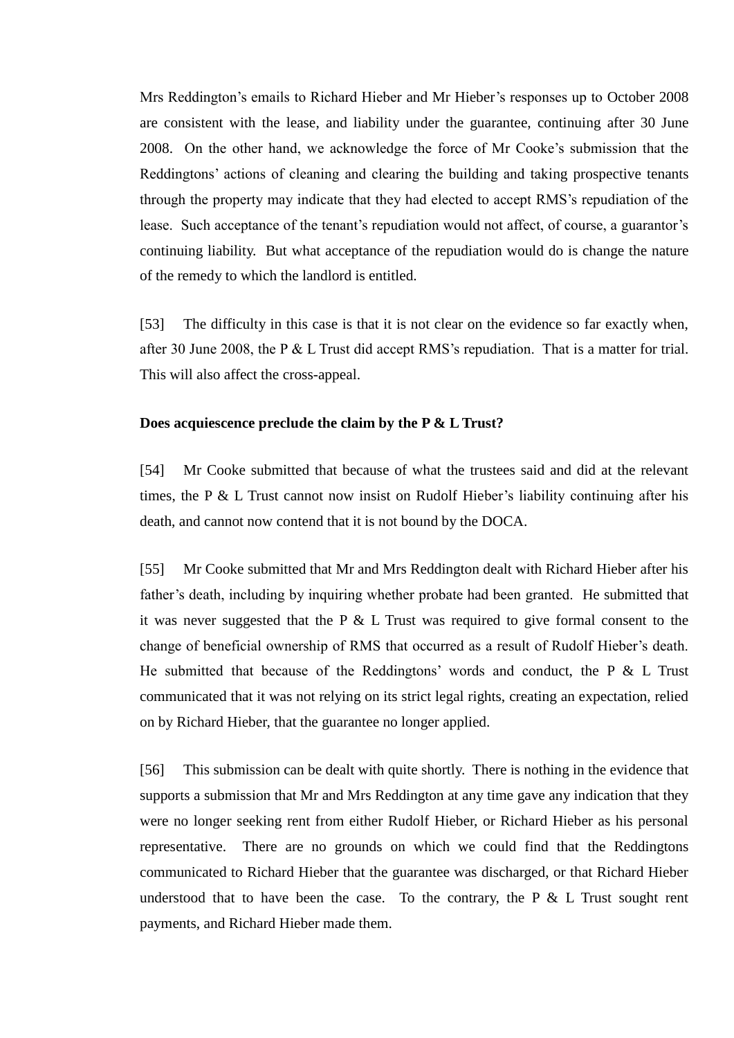Mrs Reddington's emails to Richard Hieber and Mr Hieber's responses up to October 2008 are consistent with the lease, and liability under the guarantee, continuing after 30 June 2008. On the other hand, we acknowledge the force of Mr Cooke's submission that the Reddingtons' actions of cleaning and clearing the building and taking prospective tenants through the property may indicate that they had elected to accept RMS's repudiation of the lease. Such acceptance of the tenant's repudiation would not affect, of course, a guarantor's continuing liability. But what acceptance of the repudiation would do is change the nature of the remedy to which the landlord is entitled.

[53] The difficulty in this case is that it is not clear on the evidence so far exactly when, after 30 June 2008, the P & L Trust did accept RMS's repudiation. That is a matter for trial. This will also affect the cross-appeal.

**Does acquiescence preclude the claim by the P & L Trust?**

[54] Mr Cooke submitted that because of what the trustees said and did at the relevant times, the P & L Trust cannot now insist on Rudolf Hieber's liability continuing after his death, and cannot now contend that it is not bound by the DOCA.

[55] Mr Cooke submitted that Mr and Mrs Reddington dealt with Richard Hieber after his father's death, including by inquiring whether probate had been granted. He submitted that it was never suggested that the P & L Trust was required to give formal consent to the change of beneficial ownership of RMS that occurred as a result of Rudolf Hieber's death. He submitted that because of the Reddingtons' words and conduct, the P & L Trust communicated that it was not relying on its strict legal rights, creating an expectation, relied on by Richard Hieber, that the guarantee no longer applied.

[56] This submission can be dealt with quite shortly. There is nothing in the evidence that supports a submission that Mr and Mrs Reddington at any time gave any indication that they were no longer seeking rent from either Rudolf Hieber, or Richard Hieber as his personal representative. There are no grounds on which we could find that the Reddingtons communicated to Richard Hieber that the guarantee was discharged, or that Richard Hieber understood that to have been the case. To the contrary, the P & L Trust sought rent payments, and Richard Hieber made them.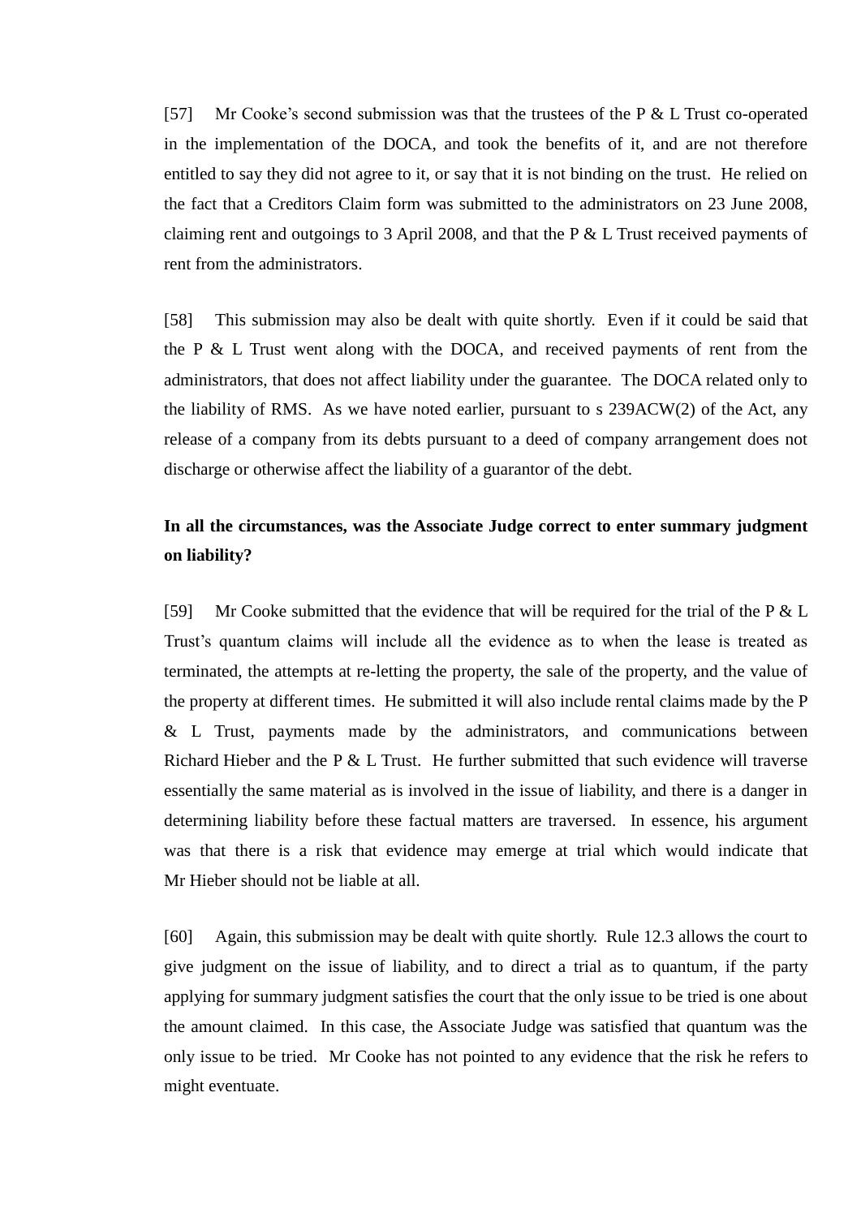[57] Mr Cooke's second submission was that the trustees of the P & L Trust co-operated in the implementation of the DOCA, and took the benefits of it, and are not therefore entitled to say they did not agree to it, or say that it is not binding on the trust. He relied on the fact that a Creditors Claim form was submitted to the administrators on 23 June 2008, claiming rent and outgoings to 3 April 2008, and that the P & L Trust received payments of rent from the administrators.

[58] This submission may also be dealt with quite shortly. Even if it could be said that the P & L Trust went along with the DOCA, and received payments of rent from the administrators, that does not affect liability under the guarantee. The DOCA related only to the liability of RMS. As we have noted earlier, pursuant to s 239ACW(2) of the Act, any release of a company from its debts pursuant to a deed of company arrangement does not discharge or otherwise affect the liability of a guarantor of the debt.

**In all the circumstances, was the Associate Judge correct to enter summary judgment on liability?**

[59] Mr Cooke submitted that the evidence that will be required for the trial of the P & L Trust's quantum claims will include all the evidence as to when the lease is treated as terminated, the attempts at re-letting the property, the sale of the property, and the value of the property at different times. He submitted it will also include rental claims made by the P & L Trust, payments made by the administrators, and communications between Richard Hieber and the P & L Trust. He further submitted that such evidence will traverse essentially the same material as is involved in the issue of liability, and there is a danger in determining liability before these factual matters are traversed. In essence, his argument was that there is a risk that evidence may emerge at trial which would indicate that Mr Hieber should not be liable at all.

[60] Again, this submission may be dealt with quite shortly. Rule 12.3 allows the court to give judgment on the issue of liability, and to direct a trial as to quantum, if the party applying for summary judgment satisfies the court that the only issue to be tried is one about the amount claimed. In this case, the Associate Judge was satisfied that quantum was the only issue to be tried. Mr Cooke has not pointed to any evidence that the risk he refers to might eventuate.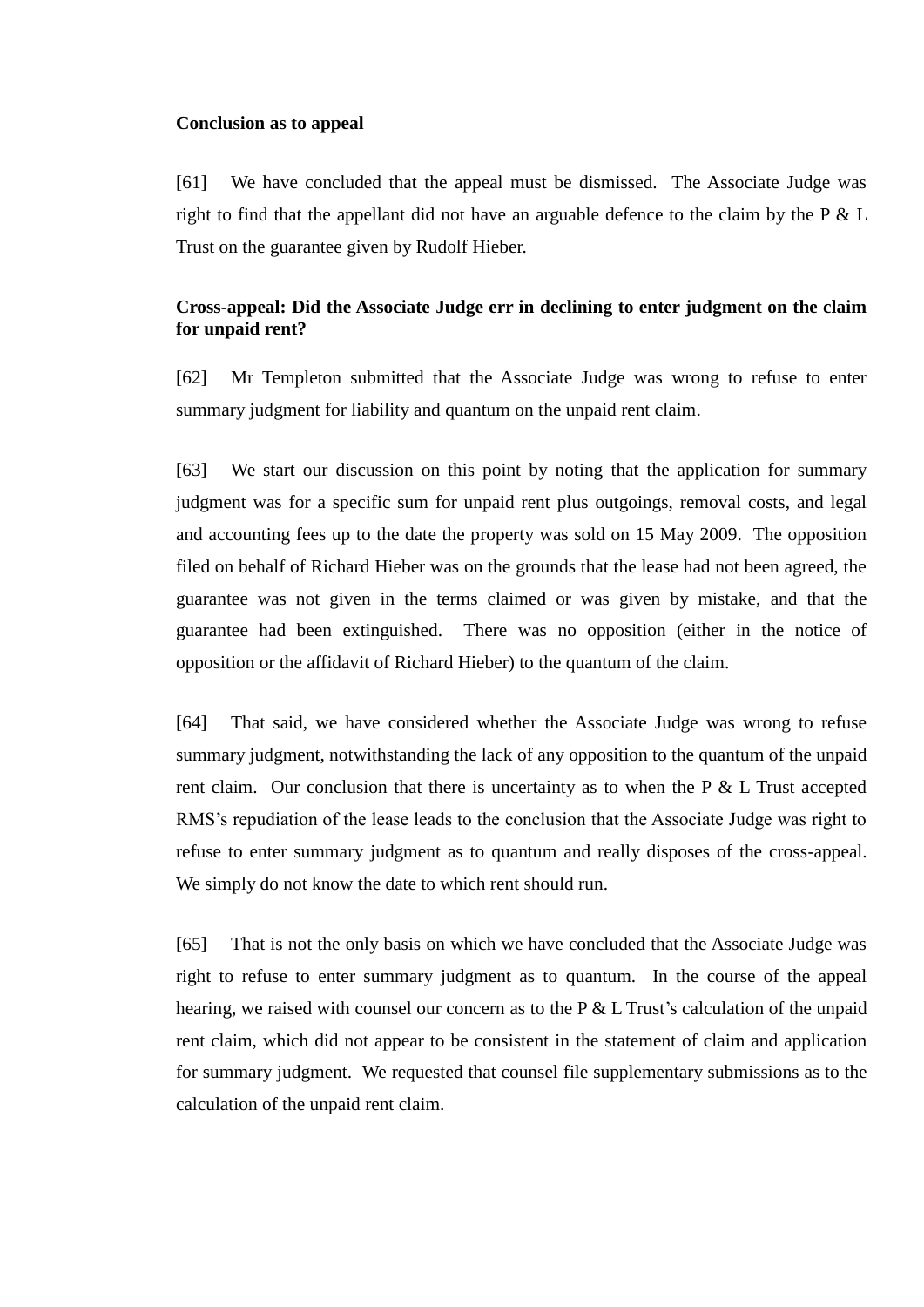**Conclusion as to appeal**

[61] We have concluded that the appeal must be dismissed. The Associate Judge was right to find that the appellant did not have an arguable defence to the claim by the P & L Trust on the guarantee given by Rudolf Hieber.

**Cross-appeal: Did the Associate Judge err in declining to enter judgment on the claim for unpaid rent?**

[62] Mr Templeton submitted that the Associate Judge was wrong to refuse to enter summary judgment for liability and quantum on the unpaid rent claim.

[63] We start our discussion on this point by noting that the application for summary judgment was for a specific sum for unpaid rent plus outgoings, removal costs, and legal and accounting fees up to the date the property was sold on 15 May 2009. The opposition filed on behalf of Richard Hieber was on the grounds that the lease had not been agreed, the guarantee was not given in the terms claimed or was given by mistake, and that the guarantee had been extinguished. There was no opposition (either in the notice of opposition or the affidavit of Richard Hieber) to the quantum of the claim.

[64] That said, we have considered whether the Associate Judge was wrong to refuse summary judgment, notwithstanding the lack of any opposition to the quantum of the unpaid rent claim. Our conclusion that there is uncertainty as to when the P & L Trust accepted RMS's repudiation of the lease leads to the conclusion that the Associate Judge was right to refuse to enter summary judgment as to quantum and really disposes of the cross-appeal. We simply do not know the date to which rent should run.

[65] That is not the only basis on which we have concluded that the Associate Judge was right to refuse to enter summary judgment as to quantum. In the course of the appeal hearing, we raised with counsel our concern as to the P & L Trust's calculation of the unpaid rent claim, which did not appear to be consistent in the statement of claim and application for summary judgment. We requested that counsel file supplementary submissions as to the calculation of the unpaid rent claim.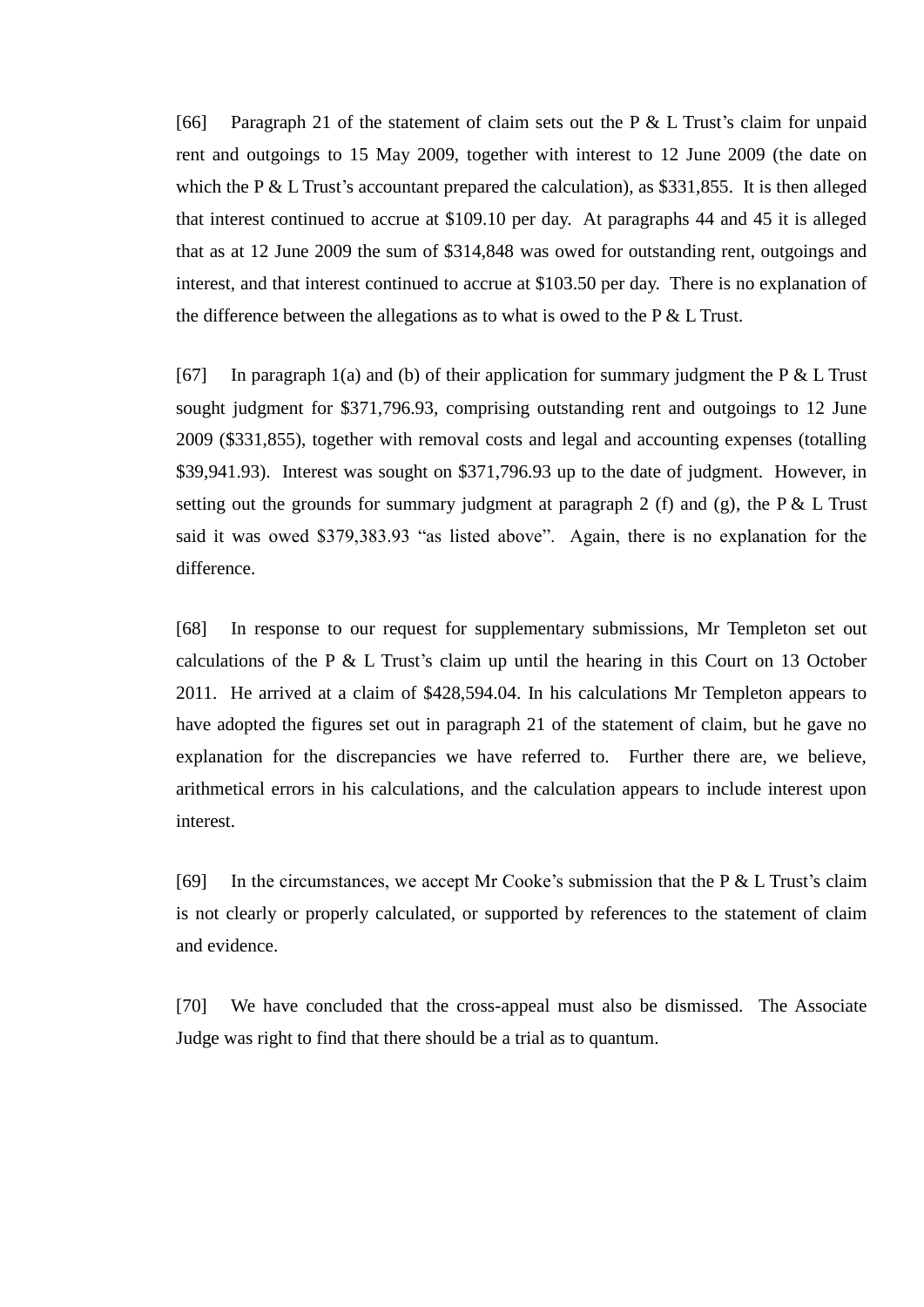[66] Paragraph 21 of the statement of claim sets out the P & L Trust's claim for unpaid rent and outgoings to 15 May 2009, together with interest to 12 June 2009 (the date on which the P & L Trust's accountant prepared the calculation), as $331,855. It is then alleged that interest continued to accrue at $109.10 per day. At paragraphs 44 and 45 it is alleged that as at 12 June 2009 the sum of $314,848 was owed for outstanding rent, outgoings and interest, and that interest continued to accrue at $103.50 per day. There is no explanation of the difference between the allegations as to what is owed to the P & L Trust.

[67] In paragraph 1(a) and (b) of their application for summary judgment the P & L Trust sought judgment for $371,796.93, comprising outstanding rent and outgoings to 12 June 2009 ($331,855), together with removal costs and legal and accounting expenses (totalling $39,941.93). Interest was sought on $371,796.93 up to the date of judgment. However, in setting out the grounds for summary judgment at paragraph 2 (f) and (g), the P & L Trust said it was owed $379,383.93 "as listed above". Again, there is no explanation for the difference.

[68] In response to our request for supplementary submissions, Mr Templeton set out calculations of the P & L Trust's claim up until the hearing in this Court on 13 October 2011. He arrived at a claim of $428,594.04. In his calculations Mr Templeton appears to have adopted the figures set out in paragraph 21 of the statement of claim, but he gave no explanation for the discrepancies we have referred to. Further there are, we believe, arithmetical errors in his calculations, and the calculation appears to include interest upon interest.

[69] In the circumstances, we accept Mr Cooke's submission that the P & L Trust's claim is not clearly or properly calculated, or supported by references to the statement of claim and evidence.

[70] We have concluded that the cross-appeal must also be dismissed. The Associate Judge was right to find that there should be a trial as to quantum.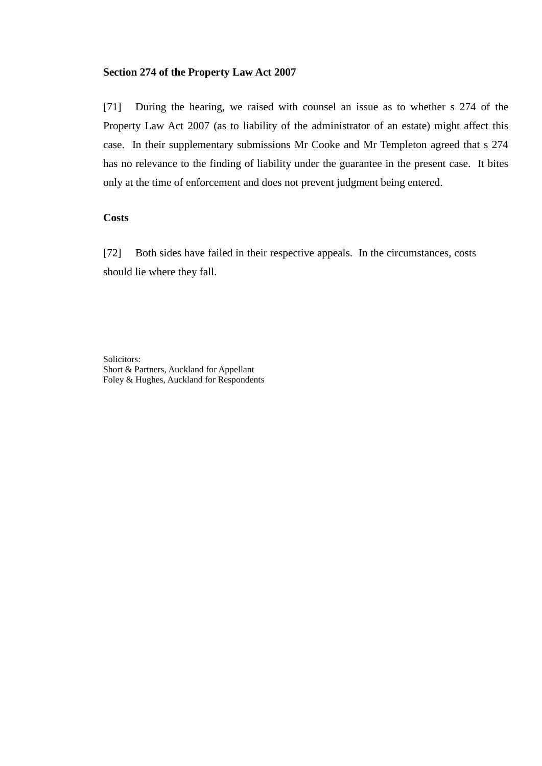**Section 274 of the Property Law Act 2007**

[71] During the hearing, we raised with counsel an issue as to whether s 274 of the Property Law Act 2007 (as to liability of the administrator of an estate) might affect this case. In their supplementary submissions Mr Cooke and Mr Templeton agreed that s 274 has no relevance to the finding of liability under the guarantee in the present case. It bites only at the time of enforcement and does not prevent judgment being entered.

**Costs**

[72] Both sides have failed in their respective appeals. In the circumstances, costs should lie where they fall.

Solicitors:
Short & Partners, Auckland for Appellant
Foley & Hughes, Auckland for Respondents